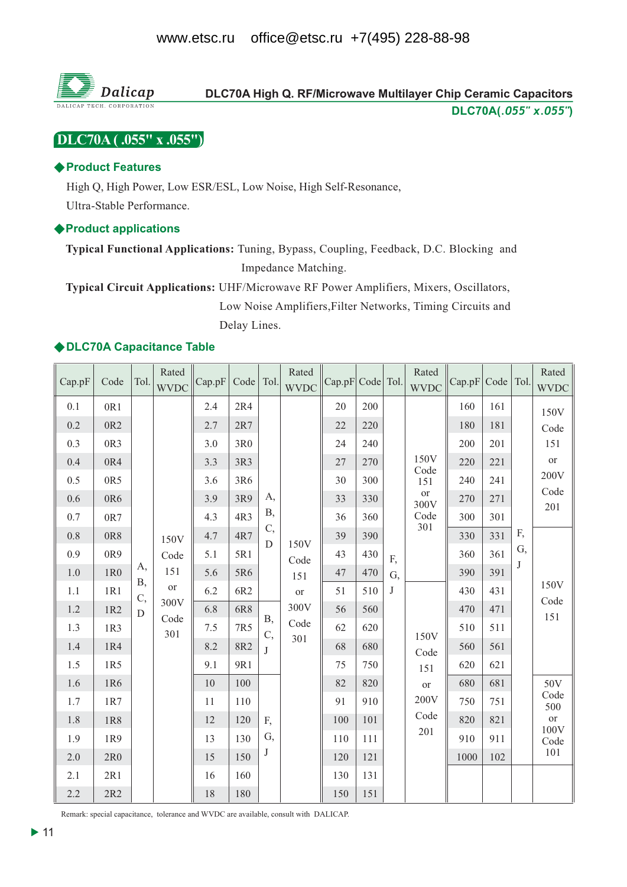# DLC70A High Q. RF/Microwave Multilayer Chip Ceramic Capacitors

DLC70A(*.055" x.055"*)

## DLC70A ( .055" x .055")

### ◆Product Features

High Q, High Power, Low ESR/ESL, Low Noise, High Self-Resonance, Ultra-Stable Performance.

### ◆Product applications

**Typical Functional Applications:** Tuning, Bypass, Coupling, Feedback, D.C. Blocking and Impedance Matching.

**Typical Circuit Applications:** UHF/Microwave RF Power Amplifiers, Mixers, Oscillators, Low Noise Amplifiers,Filter Networks, Timing Circuits and Delay Lines.

### ◆DLC70A Capacitance Table

| Cap.pF | Code | Tol. | Rated WVDC | Cap.pF | Code | Tol. | Rated WVDC | Cap.pF | Code | Tol. | Rated WVDC | Cap.pF | Code | Tol. | Rated WVDC |
|---|---|---|---|---|---|---|---|---|---|---|---|---|---|---|---|
| 0.1 | 0R1 | A, B, C, D | 150V Code 151 or 300V Code 301 | 2.4 | 2R4 | A, B, C, D | 150V Code 151 or 300V Code 301 | 20 | 200 | F, G, J | 150V Code 151 or 300V Code 301 | 160 | 161 | F, G, J | 150V Code 151 or 200V Code 201 |
| 0.2 | 0R2 | | | 2.7 | 2R7 | | | 22 | 220 | | | 180 | 181 | | |
| 0.3 | 0R3 | | | 3.0 | 3R0 | | | 24 | 240 | | | 200 | 201 | | |
| 0.4 | 0R4 | | | 3.3 | 3R3 | | | 27 | 270 | | | 220 | 221 | | |
| 0.5 | 0R5 | | | 3.6 | 3R6 | | | 30 | 300 | | | 240 | 241 | | |
| 0.6 | 0R6 | | | 3.9 | 3R9 | | | 33 | 330 | | | 270 | 271 | | |
| 0.7 | 0R7 | | | 4.3 | 4R3 | | | 36 | 360 | | | 300 | 301 | | |
| 0.8 | 0R8 | | | 4.7 | 4R7 | | | 39 | 390 | | | 330 | 331 | | 150V Code 151 |
| 0.9 | 0R9 | | | 5.1 | 5R1 | | | 43 | 430 | | | 360 | 361 | | |
| 1.0 | 1R0 | | | 5.6 | 5R6 | | | 47 | 470 | | | 390 | 391 | | |
| 1.1 | 1R1 | | | 6.2 | 6R2 | | | 51 | 510 | | 150V Code 151 or 200V Code 201 | 430 | 431 | | |
| 1.2 | 1R2 | | | 6.8 | 6R8 | B, C, J | | 56 | 560 | | | 470 | 471 | | |
| 1.3 | 1R3 | | | 7.5 | 7R5 | | | 62 | 620 | | | 510 | 511 | | |
| 1.4 | 1R4 | | | 8.2 | 8R2 | | | 68 | 680 | | | 560 | 561 | | |
| 1.5 | 1R5 | | | 9.1 | 9R1 | | | 75 | 750 | | | 620 | 621 | | |
| 1.6 | 1R6 | | | 10 | 100 | F, G, J | | 82 | 820 | | | 680 | 681 | | 50V Code 500 or 100V Code 101 |
| 1.7 | 1R7 | | | 11 | 110 | | | 91 | 910 | | | 750 | 751 | | |
| 1.8 | 1R8 | | | 12 | 120 | | | 100 | 101 | | | 820 | 821 | | |
| 1.9 | 1R9 | | | 13 | 130 | | | 110 | 111 | | | 910 | 911 | | |
| 2.0 | 2R0 | | | 15 | 150 | | | 120 | 121 | | | 1000 | 102 | | |
| 2.1 | 2R1 | | | 16 | 160 | | | 130 | 131 | | | | | | |
| 2.2 | 2R2 | | | 18 | 180 | | | 150 | 151 | | | | | | |

Remark: special capacitance, tolerance and WVDC are available, consult with DALICAP.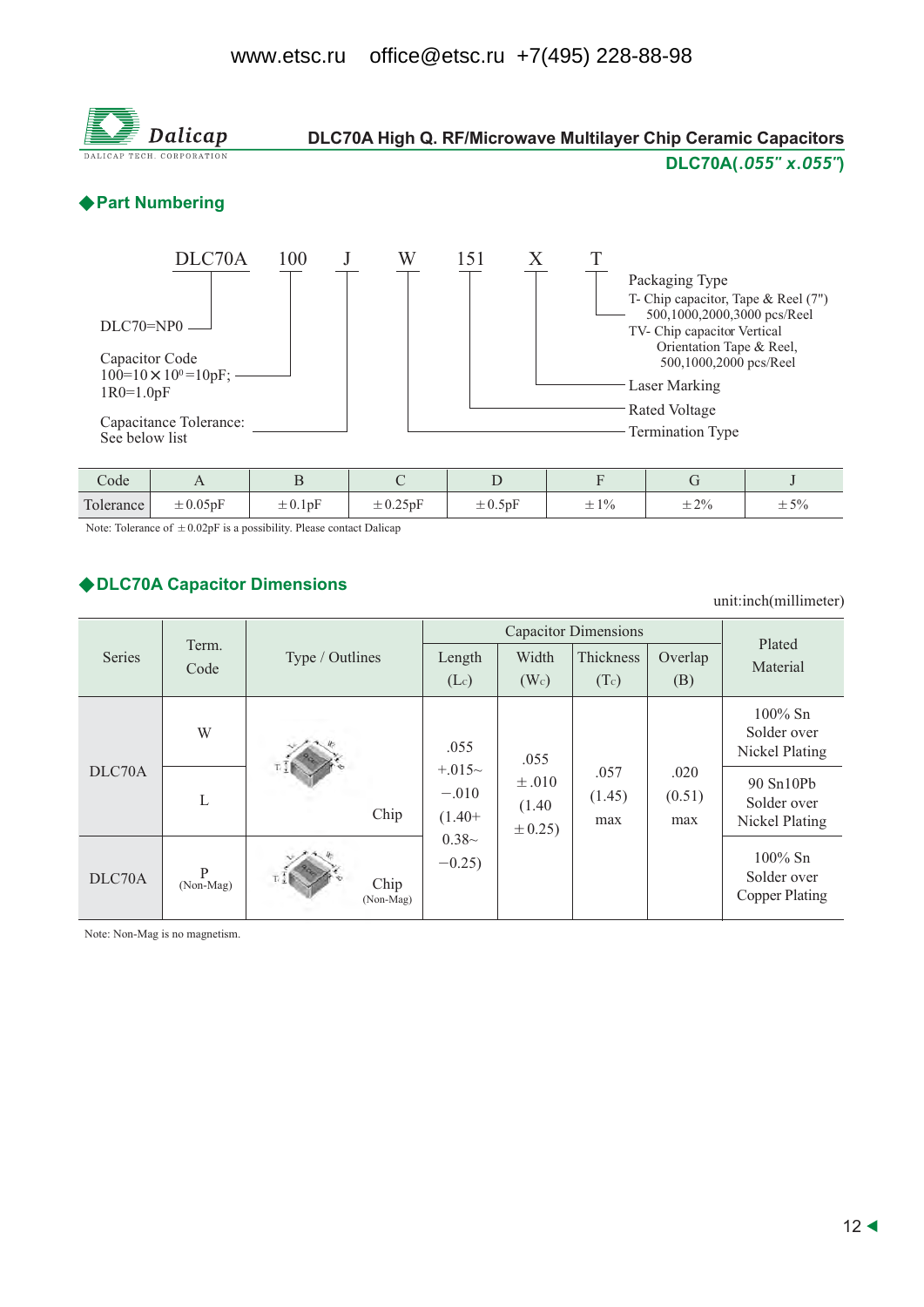www.etsc.ru office@etsc.ru +7(495) 228-88-98

**Dalicap** DALICAP TECH. CORPORATION

# DLC70A High Q. RF/Microwave Multilayer Chip Ceramic Capacitors

**DLC70A(*.055" x.055"*)**

## ◆Part Numbering

DLC70A 100 J W 151 X T

- DLC70=NP0
- Capacitor Code: 100=10×10[0]=10pF; 1R0=1.0pF
- Capacitance Tolerance: See below list
- Termination Type
- Rated Voltage
- Laser Marking
- Packaging Type
  - T- Chip capacitor, Tape & Reel (7") 500,1000,2000,3000 pcs/Reel
  - TV- Chip capacitor Vertical Orientation Tape & Reel, 500,1000,2000 pcs/Reel

| Code | A | B | C | D | F | G | J |
|---|---|---|---|---|---|---|---|
| Tolerance | ±0.05pF | ±0.1pF | ±0.25pF | ±0.5pF | ±1% | ±2% | ±5% |

Note: Tolerance of ±0.02pF is a possibility. Please contact Dalicap

## ◆DLC70A Capacitor Dimensions

unit:inch(millimeter)

| Series | Term. Code | Type / Outlines | Capacitor Dimensions | | | | Plated Material |
|---|---|---|---|---|---|---|---|
| | | | Length ($L_c$) | Width ($W_c$) | Thickness ($T_c$) | Overlap (B) | |
| DLC70A | W | Chip | .055 +.015~ −.010 (1.40+ 0.38~ −0.25) | .055 ±.010 (1.40 ±0.25) | .057 (1.45) max | .020 (0.51) max | 100% Sn Solder over Nickel Plating |
| | L | | | | | | 90 Sn10Pb Solder over Nickel Plating |
| DLC70A | P (Non-Mag) | Chip (Non-Mag) | | | | | 100% Sn Solder over Copper Plating |

Note: Non-Mag is no magnetism.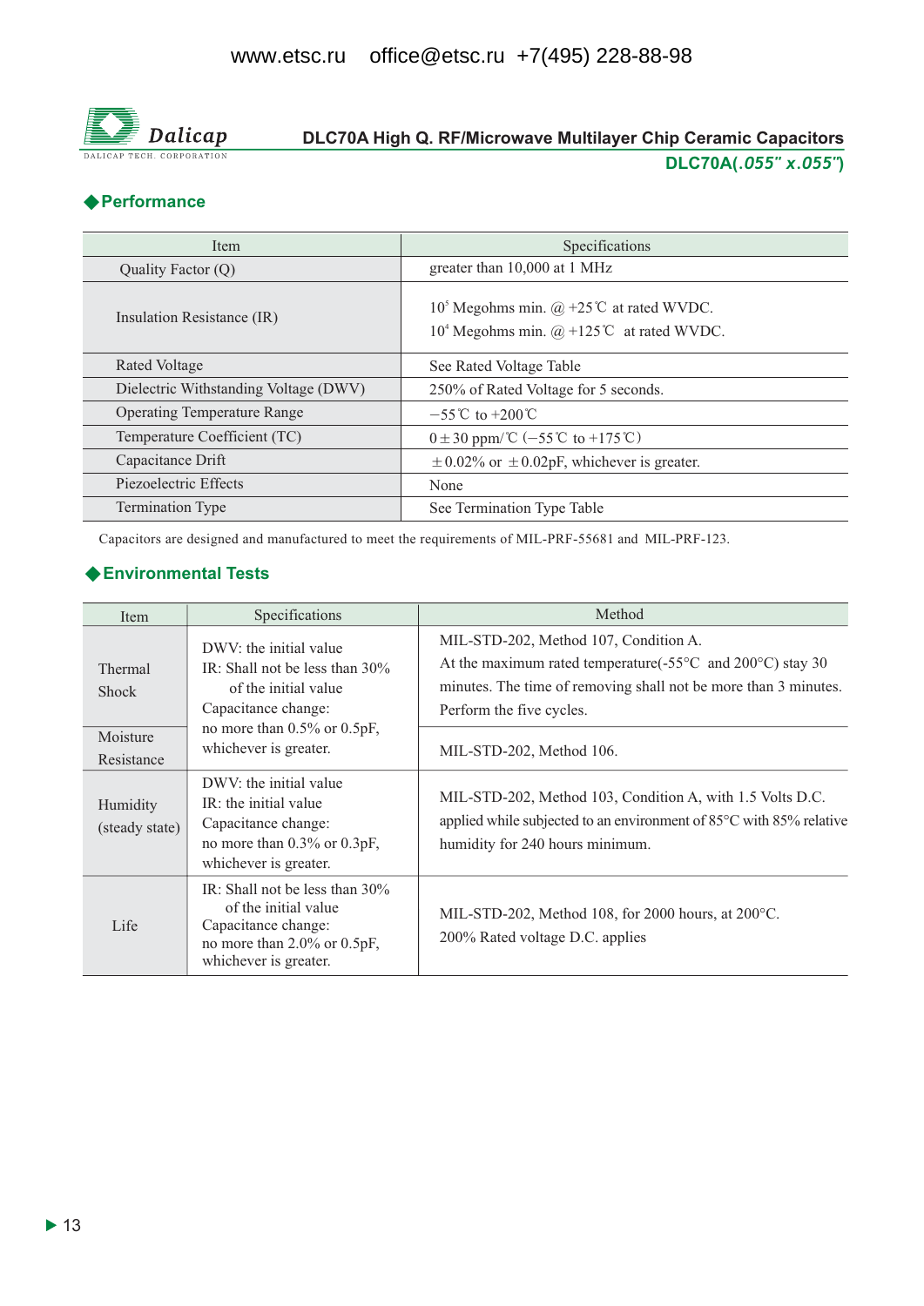www.etsc.ru office@etsc.ru +7(495) 228-88-98

# DLC70A High Q. RF/Microwave Multilayer Chip Ceramic Capacitors

**DLC70A(*.055" x.055"*)**

## ◆Performance

| Item | Specifications |
|---|---|
| Quality Factor (Q) | greater than 10,000 at 1 MHz |
| Insulation Resistance (IR) | $10^5$ Megohms min. @ +25℃ at rated WVDC.<br>$10^4$ Megohms min. @ +125℃ at rated WVDC. |
| Rated Voltage | See Rated Voltage Table |
| Dielectric Withstanding Voltage (DWV) | 250% of Rated Voltage for 5 seconds. |
| Operating Temperature Range | −55℃ to +200℃ |
| Temperature Coefficient (TC) | 0±30 ppm/℃ (−55℃ to +175℃) |
| Capacitance Drift | ±0.02% or ±0.02pF, whichever is greater. |
| Piezoelectric Effects | None |
| Termination Type | See Termination Type Table |

Capacitors are designed and manufactured to meet the requirements of MIL-PRF-55681 and MIL-PRF-123.

## ◆Environmental Tests

| Item | Specifications | Method |
|---|---|---|
| Thermal Shock | DWV: the initial value<br>IR: Shall not be less than 30% of the initial value<br>Capacitance change: no more than 0.5% or 0.5pF, whichever is greater. | MIL-STD-202, Method 107, Condition A.<br>At the maximum rated temperature(-55°C and 200°C) stay 30 minutes. The time of removing shall not be more than 3 minutes. Perform the five cycles. |
| Moisture Resistance | | MIL-STD-202, Method 106. |
| Humidity (steady state) | DWV: the initial value<br>IR: the initial value<br>Capacitance change: no more than 0.3% or 0.3pF, whichever is greater. | MIL-STD-202, Method 103, Condition A, with 1.5 Volts D.C. applied while subjected to an environment of 85°C with 85% relative humidity for 240 hours minimum. |
| Life | IR: Shall not be less than 30% of the initial value<br>Capacitance change: no more than 2.0% or 0.5pF, whichever is greater. | MIL-STD-202, Method 108, for 2000 hours, at 200°C.<br>200% Rated voltage D.C. applies |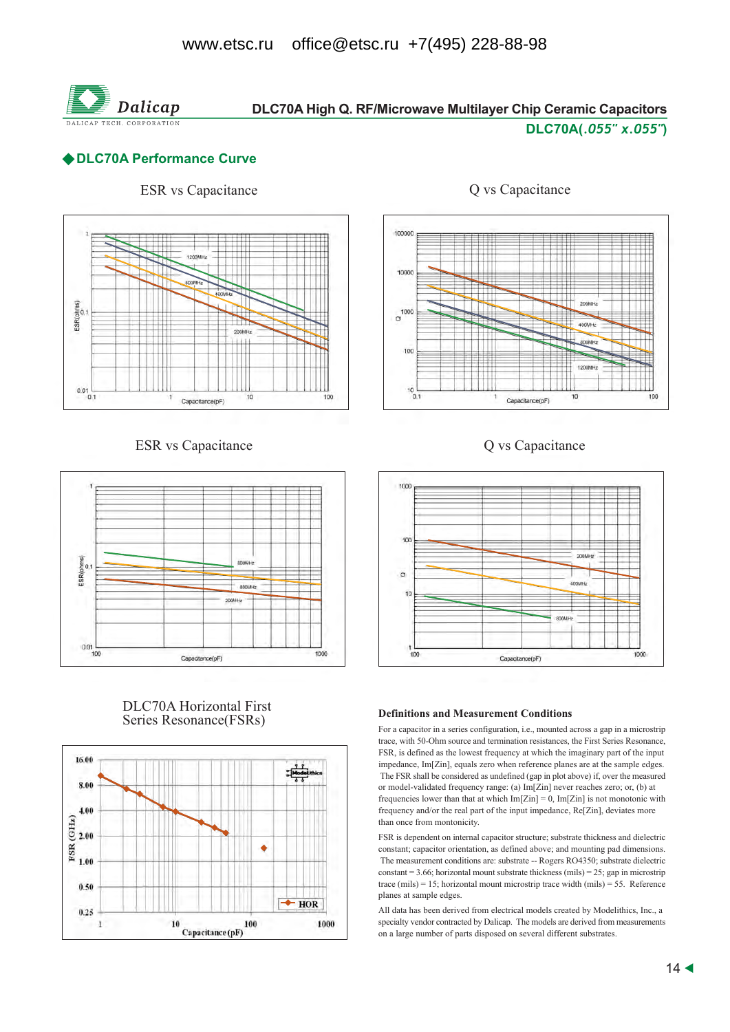www.etsc.ru   office@etsc.ru  +7(495) 228-88-98

**DLC70A High Q. RF/Microwave Multilayer Chip Ceramic Capacitors**

**DLC70A(*.055" x.055"*)**

## ◆DLC70A Performance Curve

ESR vs Capacitance

Q vs Capacitance

ESR vs Capacitance

Q vs Capacitance

DLC70A Horizontal First Series Resonance(FSRs)

### Definitions and Measurement Conditions

For a capacitor in a series configuration, i.e., mounted across a gap in a microstrip trace, with 50-Ohm source and termination resistances, the First Series Resonance, FSR, is defined as the lowest frequency at which the imaginary part of the input impedance, Im[Zin], equals zero when reference planes are at the sample edges. The FSR shall be considered as undefined (gap in plot above) if, over the measured or model-validated frequency range: (a) Im[Zin] never reaches zero; or, (b) at frequencies lower than that at which Im[Zin] = 0, Im[Zin] is not monotonic with frequency and/or the real part of the input impedance, Re[Zin], deviates more than once from montonicity.

FSR is dependent on internal capacitor structure; substrate thickness and dielectric constant; capacitor orientation, as defined above; and mounting pad dimensions. The measurement conditions are: substrate -- Rogers RO4350; substrate dielectric constant = 3.66; horizontal mount substrate thickness (mils) = 25; gap in microstrip trace (mils) = 15; horizontal mount microstrip trace width (mils) = 55. Reference planes at sample edges.

All data has been derived from electrical models created by Modelithics, Inc., a specialty vendor contracted by Dalicap. The models are derived from measurements on a large number of parts disposed on several different substrates.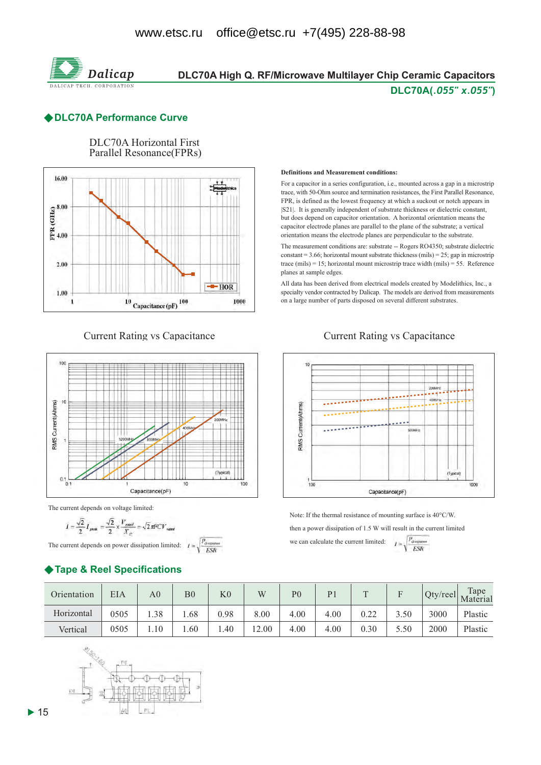# DLC70A High Q. RF/Microwave Multilayer Chip Ceramic Capacitors

**DLC70A(.055" x.055")**

## ◆DLC70A Performance Curve

DLC70A Horizontal First Parallel Resonance(FPRs)

**Definitions and Measurement conditions:**

For a capacitor in a series configuration, i.e., mounted across a gap in a microstrip trace, with 50-Ohm source and termination resistances, the First Parallel Resonance, FPR, is defined as the lowest frequency at which a suckout or notch appears in |S21|. It is generally independent of substrate thickness or dielectric constant, but does depend on capacitor orientation. A horizontal orientation means the capacitor electrode planes are parallel to the plane of the substrate; a vertical orientation means the electrode planes are perpendicular to the substrate.

The measurement conditions are: substrate -- Rogers RO4350; substrate dielectric constant = 3.66; horizontal mount substrate thickness (mils) = 25; gap in microstrip trace (mils) = 15; horizontal mount microstrip trace width (mils) = 55. Reference planes at sample edges.

All data has been derived from electrical models created by Modelithics, Inc., a specialty vendor contracted by Dalicap. The models are derived from measurements on a large number of parts disposed on several different substrates.

Current Rating vs Capacitance

Current Rating vs Capacitance

The current depends on voltage limited:

$$I = \frac{\sqrt{2}}{2} I_{peak} = \frac{\sqrt{2}}{2} \times \frac{V_{rated}}{X_C} = \sqrt{2}\pi f C V_{rated}$$

The current depends on power dissipation limited: $I = \sqrt{\frac{P_{dissipation}}{ESR}}$

Note: If the thermal resistance of mounting surface is 40°C/W.

then a power dissipation of 1.5 W will result in the current limited

we can calculate the current limited: $I = \sqrt{\frac{P_{dissipation}}{ESR}}$

## ◆Tape & Reel Specifications

| Orientation | EIA | A0 | B0 | K0 | W | P0 | P1 | T | F | Qty/reel | Tape Material |
|---|---|---|---|---|---|---|---|---|---|---|---|
| Horizontal | 0505 | 1.38 | 1.68 | 0.98 | 8.00 | 4.00 | 4.00 | 0.22 | 3.50 | 3000 | Plastic |
| Vertical | 0505 | 1.10 | 1.60 | 1.40 | 12.00 | 4.00 | 4.00 | 0.30 | 5.50 | 2000 | Plastic |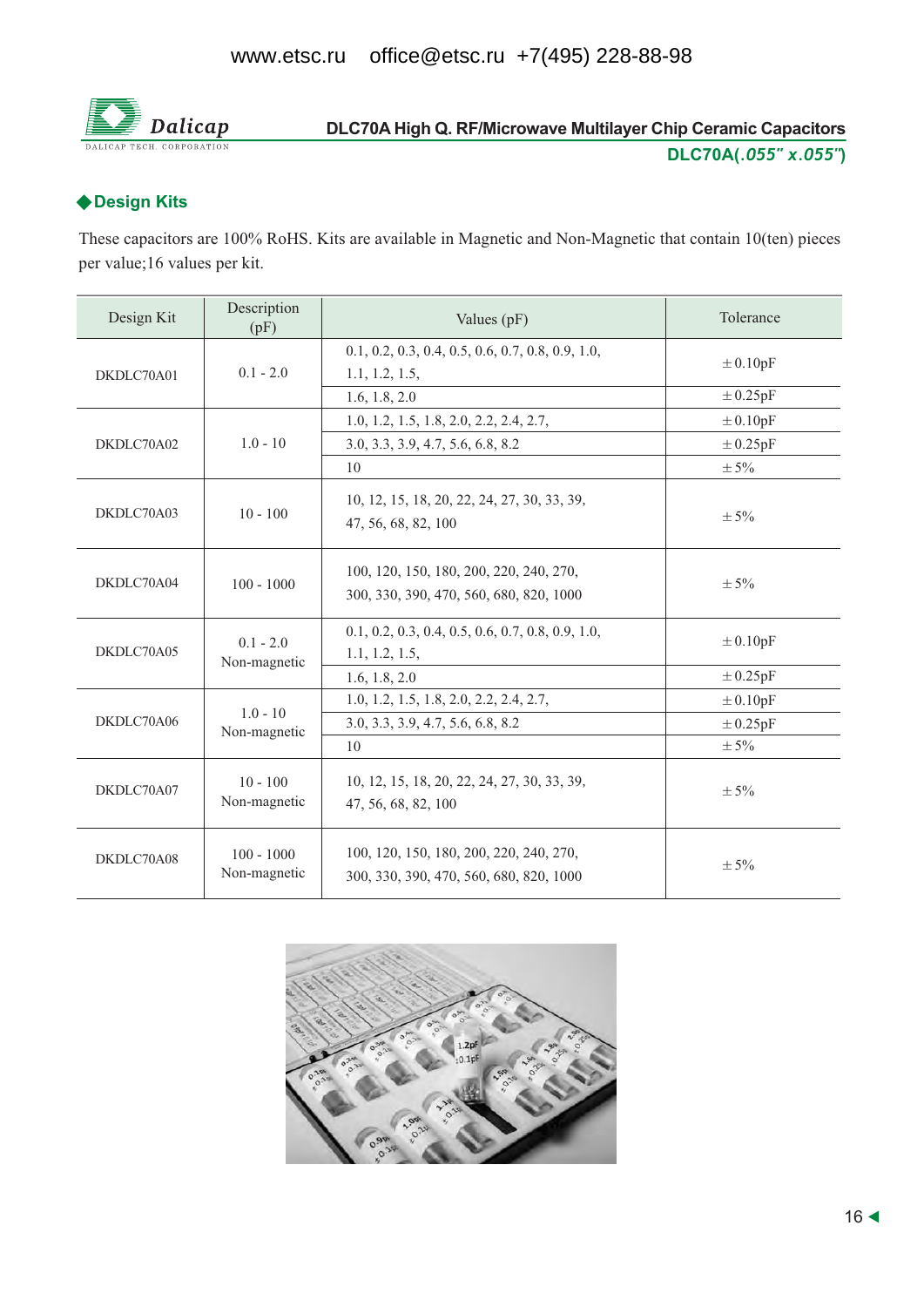DLC70A High Q. RF/Microwave Multilayer Chip Ceramic Capacitors

DLC70A(*.055" x.055"*)

## ◆Design Kits

These capacitors are 100% RoHS. Kits are available in Magnetic and Non-Magnetic that contain 10(ten) pieces per value;16 values per kit.

| Design Kit | Description (pF) | Values (pF) | Tolerance |
|---|---|---|---|
| DKDLC70A01 | 0.1 - 2.0 | 0.1, 0.2, 0.3, 0.4, 0.5, 0.6, 0.7, 0.8, 0.9, 1.0, 1.1, 1.2, 1.5, | ±0.10pF |
| | | 1.6, 1.8, 2.0 | ±0.25pF |
| DKDLC70A02 | 1.0 - 10 | 1.0, 1.2, 1.5, 1.8, 2.0, 2.2, 2.4, 2.7, | ±0.10pF |
| | | 3.0, 3.3, 3.9, 4.7, 5.6, 6.8, 8.2 | ±0.25pF |
| | | 10 | ±5% |
| DKDLC70A03 | 10 - 100 | 10, 12, 15, 18, 20, 22, 24, 27, 30, 33, 39, 47, 56, 68, 82, 100 | ±5% |
| DKDLC70A04 | 100 - 1000 | 100, 120, 150, 180, 200, 220, 240, 270, 300, 330, 390, 470, 560, 680, 820, 1000 | ±5% |
| DKDLC70A05 | 0.1 - 2.0 Non-magnetic | 0.1, 0.2, 0.3, 0.4, 0.5, 0.6, 0.7, 0.8, 0.9, 1.0, 1.1, 1.2, 1.5, | ±0.10pF |
| | | 1.6, 1.8, 2.0 | ±0.25pF |
| DKDLC70A06 | 1.0 - 10 Non-magnetic | 1.0, 1.2, 1.5, 1.8, 2.0, 2.2, 2.4, 2.7, | ±0.10pF |
| | | 3.0, 3.3, 3.9, 4.7, 5.6, 6.8, 8.2 | ±0.25pF |
| | | 10 | ±5% |
| DKDLC70A07 | 10 - 100 Non-magnetic | 10, 12, 15, 18, 20, 22, 24, 27, 30, 33, 39, 47, 56, 68, 82, 100 | ±5% |
| DKDLC70A08 | 100 - 1000 Non-magnetic | 100, 120, 150, 180, 200, 220, 240, 270, 300, 330, 390, 470, 560, 680, 820, 1000 | ±5% |